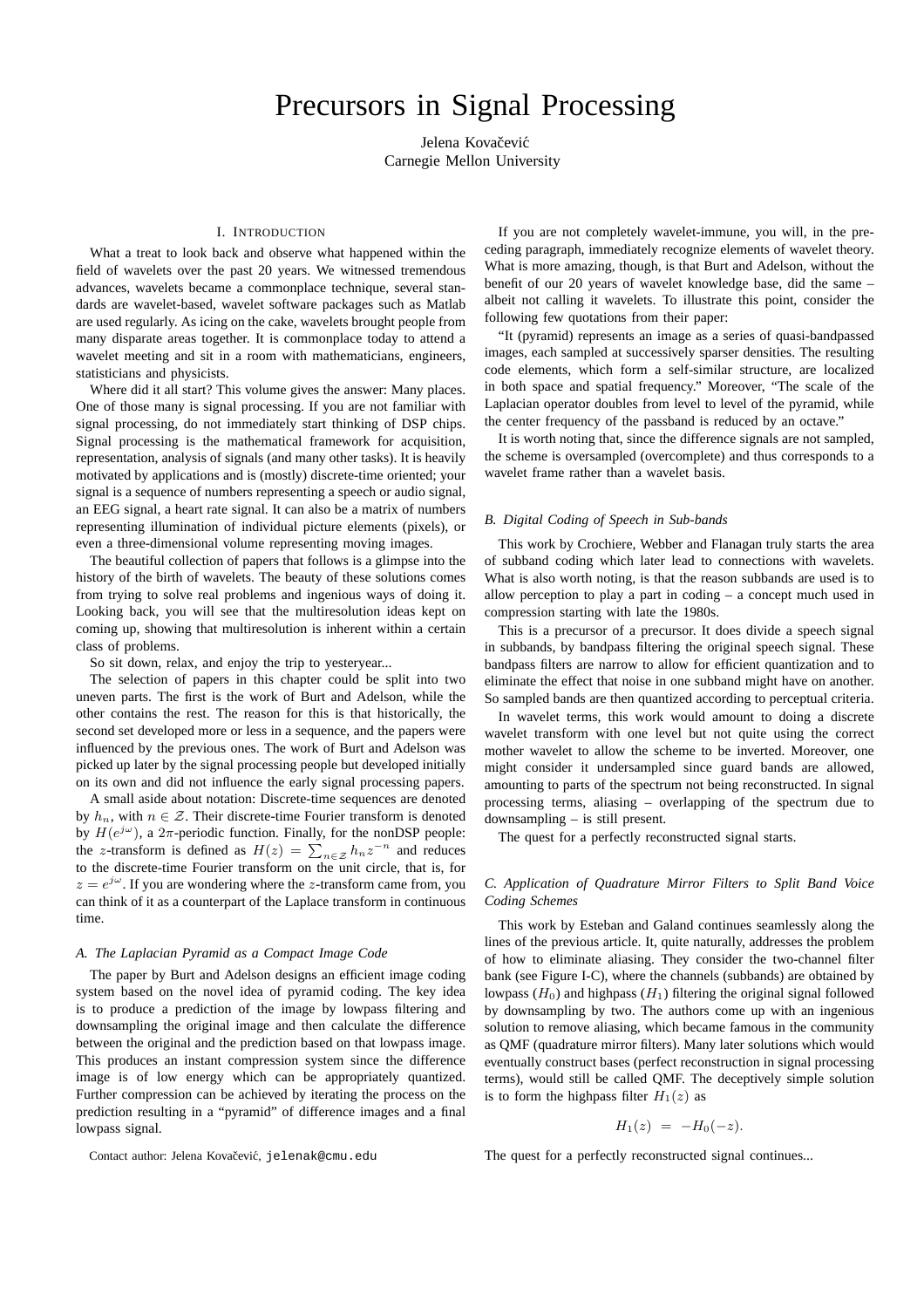# Precursors in Signal Processing

Jelena Kovačević
Carnegie Mellon University

## I. Introduction

What a treat to look back and observe what happened within the field of wavelets over the past 20 years. We witnessed tremendous advances, wavelets became a commonplace technique, several standards are wavelet-based, wavelet software packages such as Matlab are used regularly. As icing on the cake, wavelets brought people from many disparate areas together. It is commonplace today to attend a wavelet meeting and sit in a room with mathematicians, engineers, statisticians and physicists.

Where did it all start? This volume gives the answer: Many places. One of those many is signal processing. If you are not familiar with signal processing, do not immediately start thinking of DSP chips. Signal processing is the mathematical framework for acquisition, representation, analysis of signals (and many other tasks). It is heavily motivated by applications and is (mostly) discrete-time oriented; your signal is a sequence of numbers representing a speech or audio signal, an EEG signal, a heart rate signal. It can also be a matrix of numbers representing illumination of individual picture elements (pixels), or even a three-dimensional volume representing moving images.

The beautiful collection of papers that follows is a glimpse into the history of the birth of wavelets. The beauty of these solutions comes from trying to solve real problems and ingenious ways of doing it. Looking back, you will see that the multiresolution ideas kept on coming up, showing that multiresolution is inherent within a certain class of problems.

So sit down, relax, and enjoy the trip to yesteryear...

The selection of papers in this chapter could be split into two uneven parts. The first is the work of Burt and Adelson, while the other contains the rest. The reason for this is that historically, the second set developed more or less in a sequence, and the papers were influenced by the previous ones. The work of Burt and Adelson was picked up later by the signal processing people but developed initially on its own and did not influence the early signal processing papers.

A small aside about notation: Discrete-time sequences are denoted by $h_n$, with $n \in \mathcal{Z}$. Their discrete-time Fourier transform is denoted by $H(e^{j\omega})$, a $2\pi$-periodic function. Finally, for the nonDSP people: the $z$-transform is defined as $H(z) = \sum_{n \in \mathcal{Z}} h_n z^{-n}$ and reduces to the discrete-time Fourier transform on the unit circle, that is, for $z = e^{j\omega}$. If you are wondering where the $z$-transform came from, you can think of it as a counterpart of the Laplace transform in continuous time.

### A. The Laplacian Pyramid as a Compact Image Code

The paper by Burt and Adelson designs an efficient image coding system based on the novel idea of pyramid coding. The key idea is to produce a prediction of the image by lowpass filtering and downsampling the original image and then calculate the difference between the original and the prediction based on that lowpass image. This produces an instant compression system since the difference image is of low energy which can be appropriately quantized. Further compression can be achieved by iterating the process on the prediction resulting in a "pyramid" of difference images and a final lowpass signal.

Contact author: Jelena Kovačević, jelenak@cmu.edu

If you are not completely wavelet-immune, you will, in the preceding paragraph, immediately recognize elements of wavelet theory. What is more amazing, though, is that Burt and Adelson, without the benefit of our 20 years of wavelet knowledge base, did the same – albeit not calling it wavelets. To illustrate this point, consider the following few quotations from their paper:

"It (pyramid) represents an image as a series of quasi-bandpassed images, each sampled at successively sparser densities. The resulting code elements, which form a self-similar structure, are localized in both space and spatial frequency." Moreover, "The scale of the Laplacian operator doubles from level to level of the pyramid, while the center frequency of the passband is reduced by an octave."

It is worth noting that, since the difference signals are not sampled, the scheme is oversampled (overcomplete) and thus corresponds to a wavelet frame rather than a wavelet basis.

### B. Digital Coding of Speech in Sub-bands

This work by Crochiere, Webber and Flanagan truly starts the area of subband coding which later lead to connections with wavelets. What is also worth noting, is that the reason subbands are used is to allow perception to play a part in coding – a concept much used in compression starting with late the 1980s.

This is a precursor of a precursor. It does divide a speech signal in subbands, by bandpass filtering the original speech signal. These bandpass filters are narrow to allow for efficient quantization and to eliminate the effect that noise in one subband might have on another. So sampled bands are then quantized according to perceptual criteria.

In wavelet terms, this work would amount to doing a discrete wavelet transform with one level but not quite using the correct mother wavelet to allow the scheme to be inverted. Moreover, one might consider it undersampled since guard bands are allowed, amounting to parts of the spectrum not being reconstructed. In signal processing terms, aliasing – overlapping of the spectrum due to downsampling – is still present.

The quest for a perfectly reconstructed signal starts.

### C. Application of Quadrature Mirror Filters to Split Band Voice Coding Schemes

This work by Esteban and Galand continues seamlessly along the lines of the previous article. It, quite naturally, addresses the problem of how to eliminate aliasing. They consider the two-channel filter bank (see Figure I-C), where the channels (subbands) are obtained by lowpass ($H_0$) and highpass ($H_1$) filtering the original signal followed by downsampling by two. The authors come up with an ingenious solution to remove aliasing, which became famous in the community as QMF (quadrature mirror filters). Many later solutions which would eventually construct bases (perfect reconstruction in signal processing terms), would still be called QMF. The deceptively simple solution is to form the highpass filter $H_1(z)$ as

$$H_1(z) \;=\; -H_0(-z).$$

The quest for a perfectly reconstructed signal continues...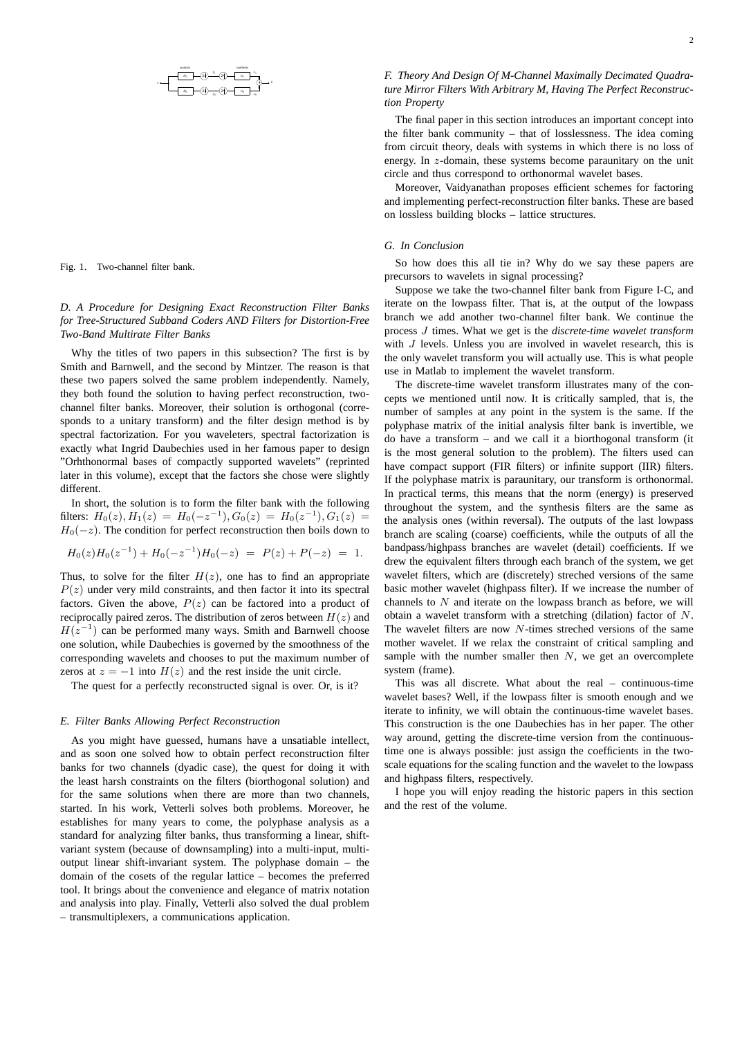Fig. 1. Two-channel filter bank.

### D. A Procedure for Designing Exact Reconstruction Filter Banks for Tree-Structured Subband Coders AND Filters for Distortion-Free Two-Band Multirate Filter Banks

Why the titles of two papers in this subsection? The first is by Smith and Barnwell, and the second by Mintzer. The reason is that these two papers solved the same problem independently. Namely, they both found the solution to having perfect reconstruction, two-channel filter banks. Moreover, their solution is orthogonal (corresponds to a unitary transform) and the filter design method is by spectral factorization. For you waveleters, spectral factorization is exactly what Ingrid Daubechies used in her famous paper to design "Orhthonormal bases of compactly supported wavelets" (reprinted later in this volume), except that the factors she chose were slightly different.

In short, the solution is to form the filter bank with the following filters: $H_0(z), H_1(z) = H_0(-z^{-1}), G_0(z) = H_0(z^{-1}), G_1(z) = H_0(-z)$. The condition for perfect reconstruction then boils down to

$$H_0(z)H_0(z^{-1}) + H_0(-z^{-1})H_0(-z) \;=\; P(z) + P(-z) \;=\; 1.$$

Thus, to solve for the filter $H(z)$, one has to find an appropriate $P(z)$ under very mild constraints, and then factor it into its spectral factors. Given the above, $P(z)$ can be factored into a product of reciprocally paired zeros. The distribution of zeros between $H(z)$ and $H(z^{-1})$ can be performed many ways. Smith and Barnwell choose one solution, while Daubechies is governed by the smoothness of the corresponding wavelets and chooses to put the maximum number of zeros at $z = -1$ into $H(z)$ and the rest inside the unit circle.

The quest for a perfectly reconstructed signal is over. Or, is it?

### E. Filter Banks Allowing Perfect Reconstruction

As you might have guessed, humans have a unsatiable intellect, and as soon one solved how to obtain perfect reconstruction filter banks for two channels (dyadic case), the quest for doing it with the least harsh constraints on the filters (biorthogonal solution) and for the same solutions when there are more than two channels, started. In his work, Vetterli solves both problems. Moreover, he establishes for many years to come, the polyphase analysis as a standard for analyzing filter banks, thus transforming a linear, shift-variant system (because of downsampling) into a multi-input, multi-output linear shift-invariant system. The polyphase domain – the domain of the cosets of the regular lattice – becomes the preferred tool. It brings about the convenience and elegance of matrix notation and analysis into play. Finally, Vetterli also solved the dual problem – transmultiplexers, a communications application.

### F. Theory And Design Of M-Channel Maximally Decimated Quadrature Mirror Filters With Arbitrary M, Having The Perfect Reconstruction Property

The final paper in this section introduces an important concept into the filter bank community – that of losslessness. The idea coming from circuit theory, deals with systems in which there is no loss of energy. In $z$-domain, these systems become paraunitary on the unit circle and thus correspond to orthonormal wavelet bases.

Moreover, Vaidyanathan proposes efficient schemes for factoring and implementing perfect-reconstruction filter banks. These are based on lossless building blocks – lattice structures.

### G. In Conclusion

So how does this all tie in? Why do we say these papers are precursors to wavelets in signal processing?

Suppose we take the two-channel filter bank from Figure I-C, and iterate on the lowpass filter. That is, at the output of the lowpass branch we add another two-channel filter bank. We continue the process $J$ times. What we get is the *discrete-time wavelet transform* with $J$ levels. Unless you are involved in wavelet research, this is the only wavelet transform you will actually use. This is what people use in Matlab to implement the wavelet transform.

The discrete-time wavelet transform illustrates many of the concepts we mentioned until now. It is critically sampled, that is, the number of samples at any point in the system is the same. If the polyphase matrix of the initial analysis filter bank is invertible, we do have a transform – and we call it a biorthogonal transform (it is the most general solution to the problem). The filters used can have compact support (FIR filters) or infinite support (IIR) filters. If the polyphase matrix is paraunitary, our transform is orthonormal. In practical terms, this means that the norm (energy) is preserved throughout the system, and the synthesis filters are the same as the analysis ones (within reversal). The outputs of the last lowpass branch are scaling (coarse) coefficients, while the outputs of all the bandpass/highpass branches are wavelet (detail) coefficients. If we drew the equivalent filters through each branch of the system, we get wavelet filters, which are (discretely) streched versions of the same basic mother wavelet (highpass filter). If we increase the number of channels to $N$ and iterate on the lowpass branch as before, we will obtain a wavelet transform with a stretching (dilation) factor of $N$. The wavelet filters are now $N$-times streched versions of the same mother wavelet. If we relax the constraint of critical sampling and sample with the number smaller then $N$, we get an overcomplete system (frame).

This was all discrete. What about the real – continuous-time wavelet bases? Well, if the lowpass filter is smooth enough and we iterate to infinity, we will obtain the continuous-time wavelet bases. This construction is the one Daubechies has in her paper. The other way around, getting the discrete-time version from the continuous-time one is always possible: just assign the coefficients in the two-scale equations for the scaling function and the wavelet to the lowpass and highpass filters, respectively.

I hope you will enjoy reading the historic papers in this section and the rest of the volume.